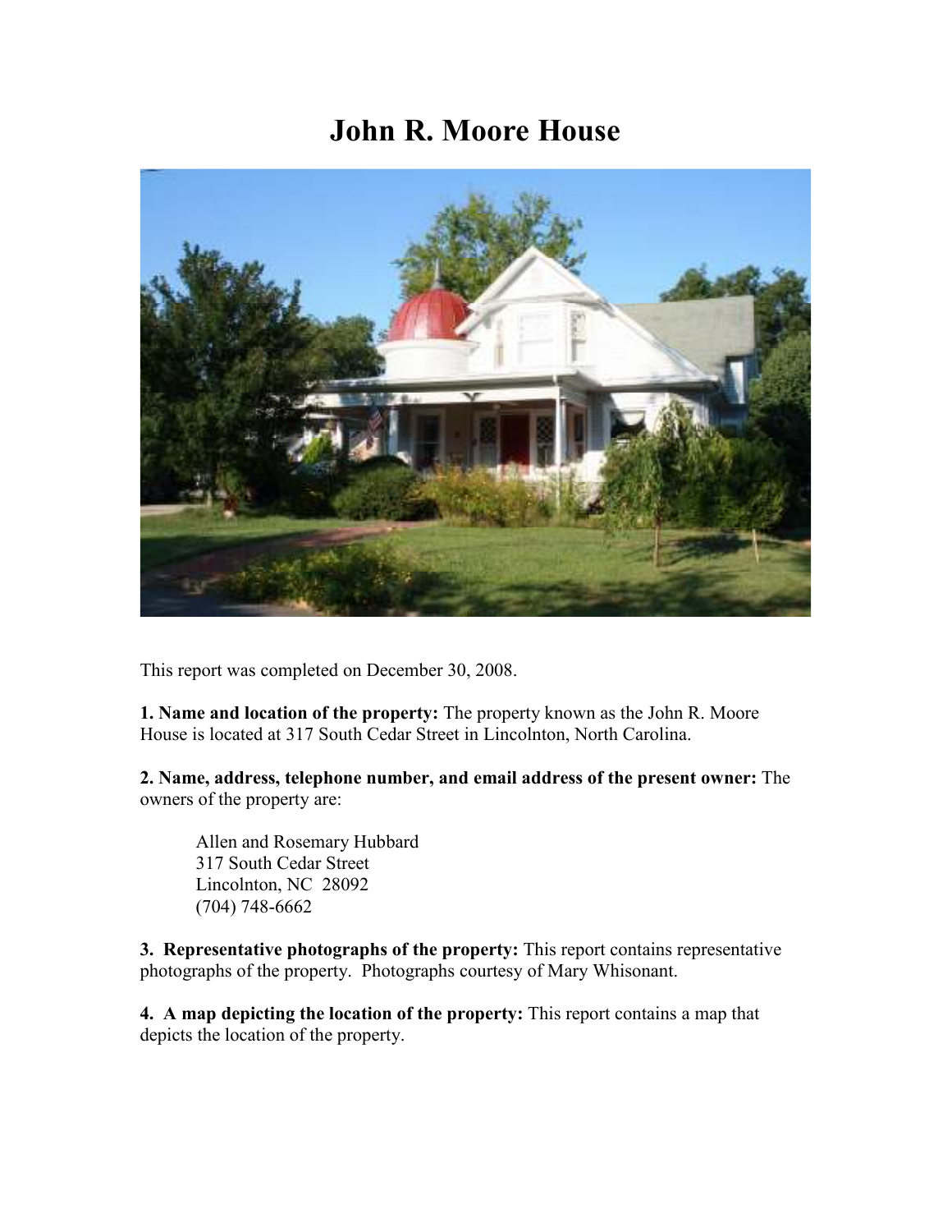# John R. Moore House

This report was completed on December 30, 2008.

**1. Name and location of the property:** The property known as the John R. Moore House is located at 317 South Cedar Street in Lincolnton, North Carolina.

**2. Name, address, telephone number, and email address of the present owner:** The owners of the property are:

> Allen and Rosemary Hubbard
> 317 South Cedar Street
> Lincolnton, NC 28092
> (704) 748-6662

**3. Representative photographs of the property:** This report contains representative photographs of the property. Photographs courtesy of Mary Whisonant.

**4. A map depicting the location of the property:** This report contains a map that depicts the location of the property.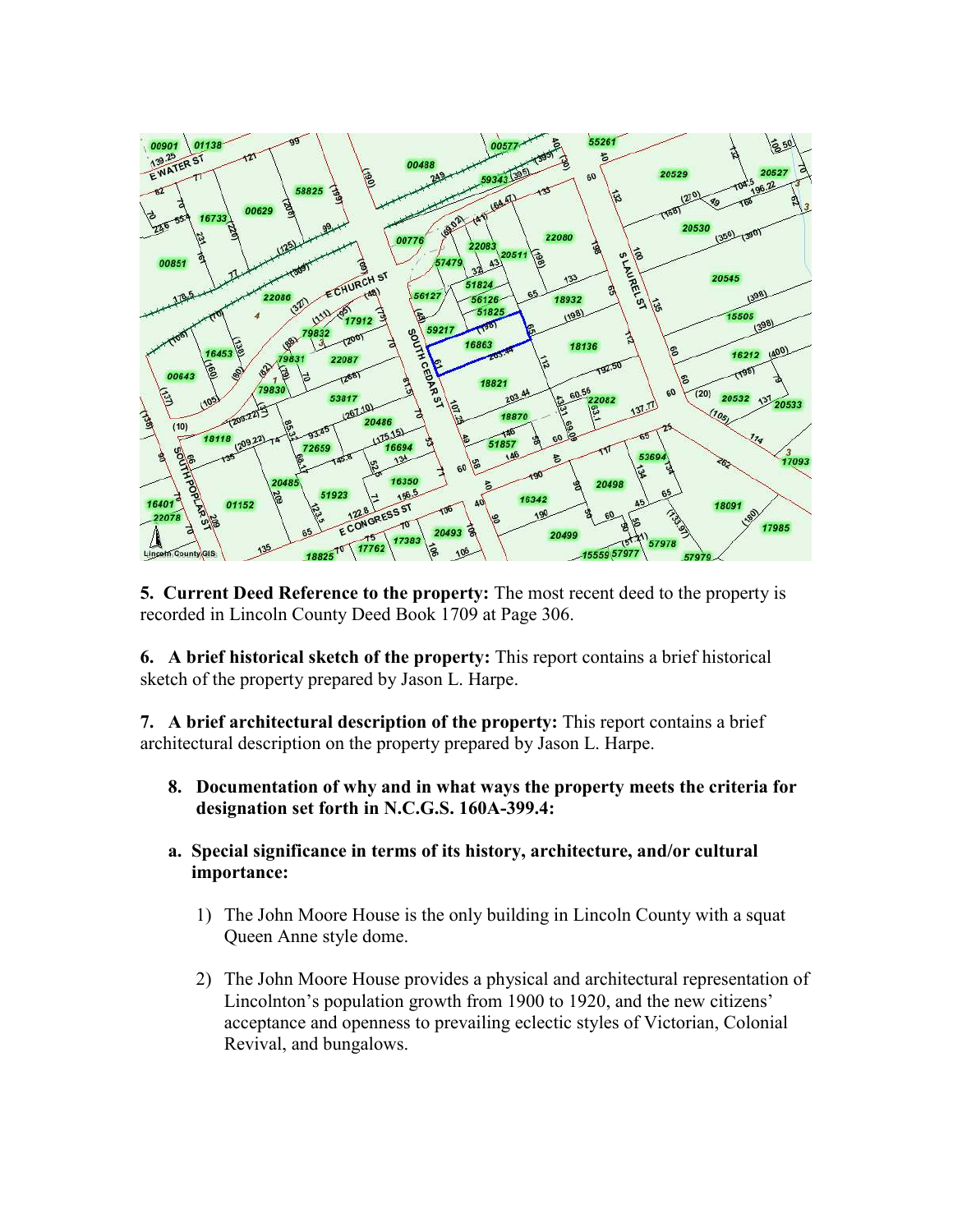**5. Current Deed Reference to the property:** The most recent deed to the property is recorded in Lincoln County Deed Book 1709 at Page 306.

**6. A brief historical sketch of the property:** This report contains a brief historical sketch of the property prepared by Jason L. Harpe.

**7. A brief architectural description of the property:** This report contains a brief architectural description on the property prepared by Jason L. Harpe.

**8. Documentation of why and in what ways the property meets the criteria for designation set forth in N.C.G.S. 160A-399.4:**

**a. Special significance in terms of its history, architecture, and/or cultural importance:**

1) The John Moore House is the only building in Lincoln County with a squat Queen Anne style dome.

2) The John Moore House provides a physical and architectural representation of Lincolnton's population growth from 1900 to 1920, and the new citizens' acceptance and openness to prevailing eclectic styles of Victorian, Colonial Revival, and bungalows.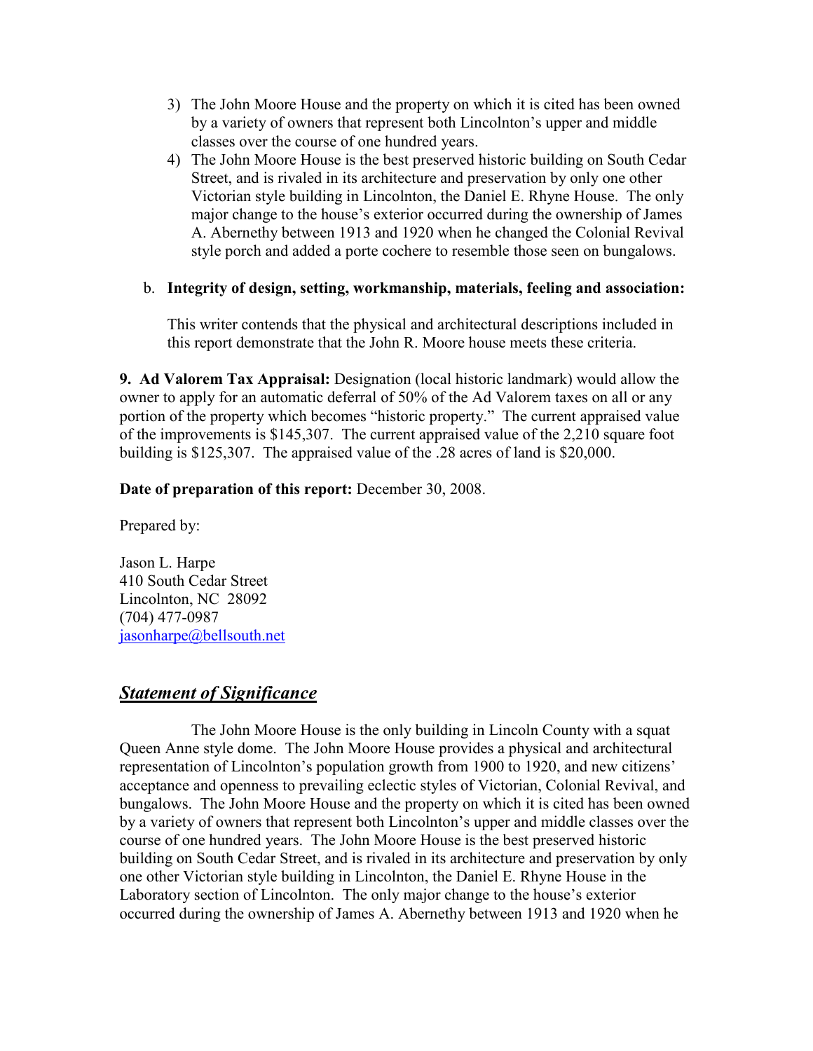3) The John Moore House and the property on which it is cited has been owned by a variety of owners that represent both Lincolnton's upper and middle classes over the course of one hundred years.
4) The John Moore House is the best preserved historic building on South Cedar Street, and is rivaled in its architecture and preservation by only one other Victorian style building in Lincolnton, the Daniel E. Rhyne House. The only major change to the house's exterior occurred during the ownership of James A. Abernethy between 1913 and 1920 when he changed the Colonial Revival style porch and added a porte cochere to resemble those seen on bungalows.

b. **Integrity of design, setting, workmanship, materials, feeling and association:**

This writer contends that the physical and architectural descriptions included in this report demonstrate that the John R. Moore house meets these criteria.

**9. Ad Valorem Tax Appraisal:** Designation (local historic landmark) would allow the owner to apply for an automatic deferral of 50% of the Ad Valorem taxes on all or any portion of the property which becomes "historic property." The current appraised value of the improvements is $145,307. The current appraised value of the 2,210 square foot building is $125,307. The appraised value of the .28 acres of land is $20,000.

**Date of preparation of this report:** December 30, 2008.

Prepared by:

Jason L. Harpe
410 South Cedar Street
Lincolnton, NC 28092
(704) 477-0987
jasonharpe@bellsouth.net

## ***Statement of Significance***

The John Moore House is the only building in Lincoln County with a squat Queen Anne style dome. The John Moore House provides a physical and architectural representation of Lincolnton's population growth from 1900 to 1920, and new citizens' acceptance and openness to prevailing eclectic styles of Victorian, Colonial Revival, and bungalows. The John Moore House and the property on which it is cited has been owned by a variety of owners that represent both Lincolnton's upper and middle classes over the course of one hundred years. The John Moore House is the best preserved historic building on South Cedar Street, and is rivaled in its architecture and preservation by only one other Victorian style building in Lincolnton, the Daniel E. Rhyne House in the Laboratory section of Lincolnton. The only major change to the house's exterior occurred during the ownership of James A. Abernethy between 1913 and 1920 when he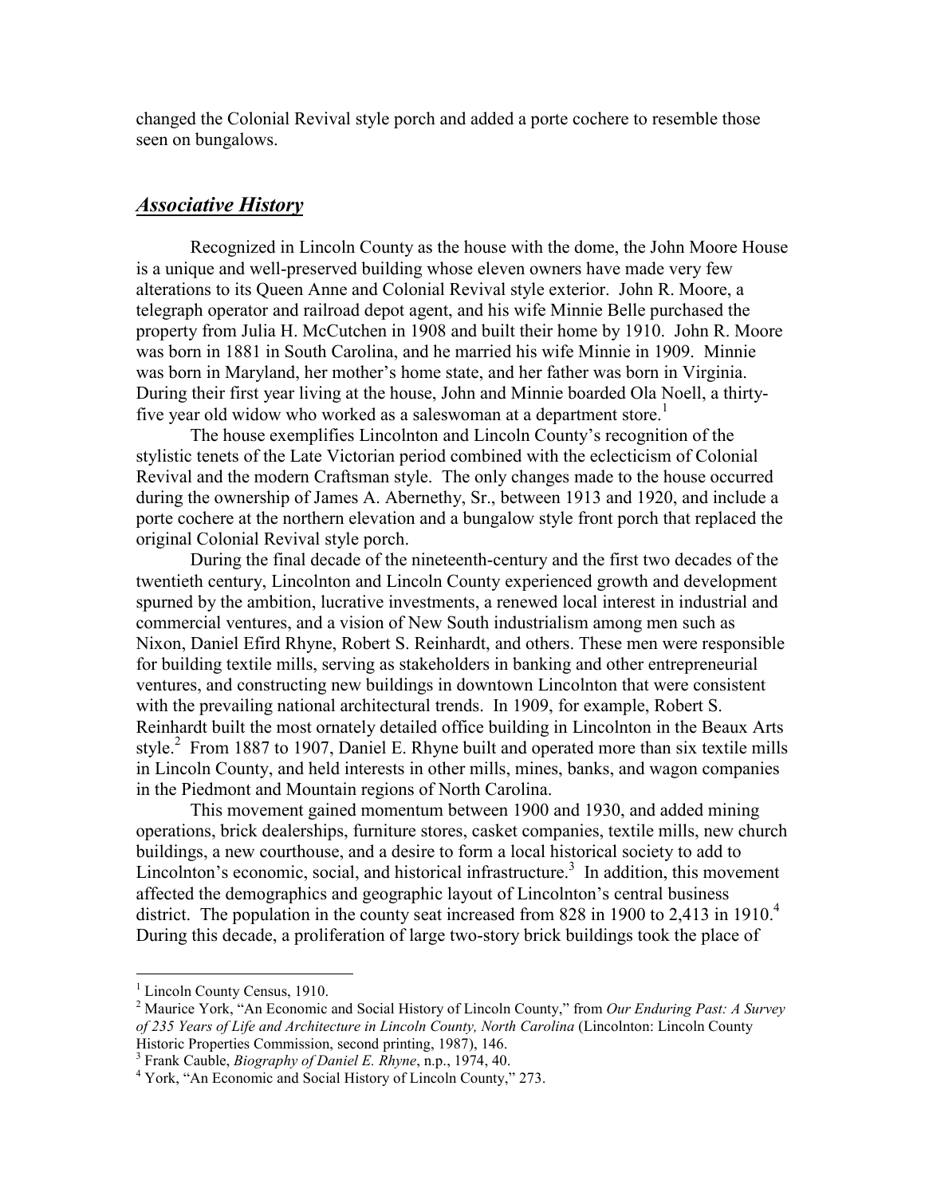changed the Colonial Revival style porch and added a porte cochere to resemble those seen on bungalows.

## ***Associative History***

Recognized in Lincoln County as the house with the dome, the John Moore House is a unique and well-preserved building whose eleven owners have made very few alterations to its Queen Anne and Colonial Revival style exterior. John R. Moore, a telegraph operator and railroad depot agent, and his wife Minnie Belle purchased the property from Julia H. McCutchen in 1908 and built their home by 1910. John R. Moore was born in 1881 in South Carolina, and he married his wife Minnie in 1909. Minnie was born in Maryland, her mother's home state, and her father was born in Virginia. During their first year living at the house, John and Minnie boarded Ola Noell, a thirty-five year old widow who worked as a saleswoman at a department store.[1]

The house exemplifies Lincolnton and Lincoln County's recognition of the stylistic tenets of the Late Victorian period combined with the eclecticism of Colonial Revival and the modern Craftsman style. The only changes made to the house occurred during the ownership of James A. Abernethy, Sr., between 1913 and 1920, and include a porte cochere at the northern elevation and a bungalow style front porch that replaced the original Colonial Revival style porch.

During the final decade of the nineteenth-century and the first two decades of the twentieth century, Lincolnton and Lincoln County experienced growth and development spurned by the ambition, lucrative investments, a renewed local interest in industrial and commercial ventures, and a vision of New South industrialism among men such as Nixon, Daniel Efird Rhyne, Robert S. Reinhardt, and others. These men were responsible for building textile mills, serving as stakeholders in banking and other entrepreneurial ventures, and constructing new buildings in downtown Lincolnton that were consistent with the prevailing national architectural trends. In 1909, for example, Robert S. Reinhardt built the most ornately detailed office building in Lincolnton in the Beaux Arts style.[2] From 1887 to 1907, Daniel E. Rhyne built and operated more than six textile mills in Lincoln County, and held interests in other mills, mines, banks, and wagon companies in the Piedmont and Mountain regions of North Carolina.

This movement gained momentum between 1900 and 1930, and added mining operations, brick dealerships, furniture stores, casket companies, textile mills, new church buildings, a new courthouse, and a desire to form a local historical society to add to Lincolnton's economic, social, and historical infrastructure.[3] In addition, this movement affected the demographics and geographic layout of Lincolnton's central business district. The population in the county seat increased from 828 in 1900 to 2,413 in 1910.[4] During this decade, a proliferation of large two-story brick buildings took the place of

---

[1] Lincoln County Census, 1910.

[2] Maurice York, "An Economic and Social History of Lincoln County," from *Our Enduring Past: A Survey of 235 Years of Life and Architecture in Lincoln County, North Carolina* (Lincolnton: Lincoln County Historic Properties Commission, second printing, 1987), 146.

[3] Frank Cauble, *Biography of Daniel E. Rhyne*, n.p., 1974, 40.

[4] York, "An Economic and Social History of Lincoln County," 273.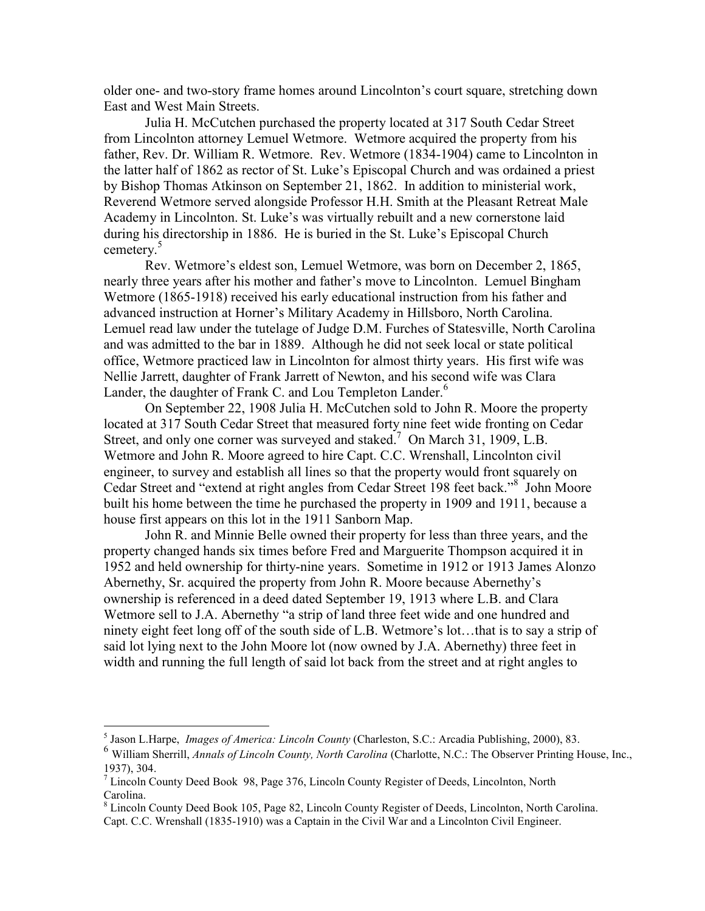older one- and two-story frame homes around Lincolnton's court square, stretching down East and West Main Streets.

Julia H. McCutchen purchased the property located at 317 South Cedar Street from Lincolnton attorney Lemuel Wetmore. Wetmore acquired the property from his father, Rev. Dr. William R. Wetmore. Rev. Wetmore (1834-1904) came to Lincolnton in the latter half of 1862 as rector of St. Luke's Episcopal Church and was ordained a priest by Bishop Thomas Atkinson on September 21, 1862. In addition to ministerial work, Reverend Wetmore served alongside Professor H.H. Smith at the Pleasant Retreat Male Academy in Lincolnton. St. Luke's was virtually rebuilt and a new cornerstone laid during his directorship in 1886. He is buried in the St. Luke's Episcopal Church cemetery.[5]

Rev. Wetmore's eldest son, Lemuel Wetmore, was born on December 2, 1865, nearly three years after his mother and father's move to Lincolnton. Lemuel Bingham Wetmore (1865-1918) received his early educational instruction from his father and advanced instruction at Horner's Military Academy in Hillsboro, North Carolina. Lemuel read law under the tutelage of Judge D.M. Furches of Statesville, North Carolina and was admitted to the bar in 1889. Although he did not seek local or state political office, Wetmore practiced law in Lincolnton for almost thirty years. His first wife was Nellie Jarrett, daughter of Frank Jarrett of Newton, and his second wife was Clara Lander, the daughter of Frank C. and Lou Templeton Lander.[6]

On September 22, 1908 Julia H. McCutchen sold to John R. Moore the property located at 317 South Cedar Street that measured forty nine feet wide fronting on Cedar Street, and only one corner was surveyed and staked.[7] On March 31, 1909, L.B. Wetmore and John R. Moore agreed to hire Capt. C.C. Wrenshall, Lincolnton civil engineer, to survey and establish all lines so that the property would front squarely on Cedar Street and "extend at right angles from Cedar Street 198 feet back."[8] John Moore built his home between the time he purchased the property in 1909 and 1911, because a house first appears on this lot in the 1911 Sanborn Map.

John R. and Minnie Belle owned their property for less than three years, and the property changed hands six times before Fred and Marguerite Thompson acquired it in 1952 and held ownership for thirty-nine years. Sometime in 1912 or 1913 James Alonzo Abernethy, Sr. acquired the property from John R. Moore because Abernethy's ownership is referenced in a deed dated September 19, 1913 where L.B. and Clara Wetmore sell to J.A. Abernethy "a strip of land three feet wide and one hundred and ninety eight feet long off of the south side of L.B. Wetmore's lot…that is to say a strip of said lot lying next to the John Moore lot (now owned by J.A. Abernethy) three feet in width and running the full length of said lot back from the street and at right angles to

---

[5] Jason L.Harpe, *Images of America: Lincoln County* (Charleston, S.C.: Arcadia Publishing, 2000), 83.

[6] William Sherrill, *Annals of Lincoln County, North Carolina* (Charlotte, N.C.: The Observer Printing House, Inc., 1937), 304.

[7] Lincoln County Deed Book 98, Page 376, Lincoln County Register of Deeds, Lincolnton, North Carolina.

[8] Lincoln County Deed Book 105, Page 82, Lincoln County Register of Deeds, Lincolnton, North Carolina. Capt. C.C. Wrenshall (1835-1910) was a Captain in the Civil War and a Lincolnton Civil Engineer.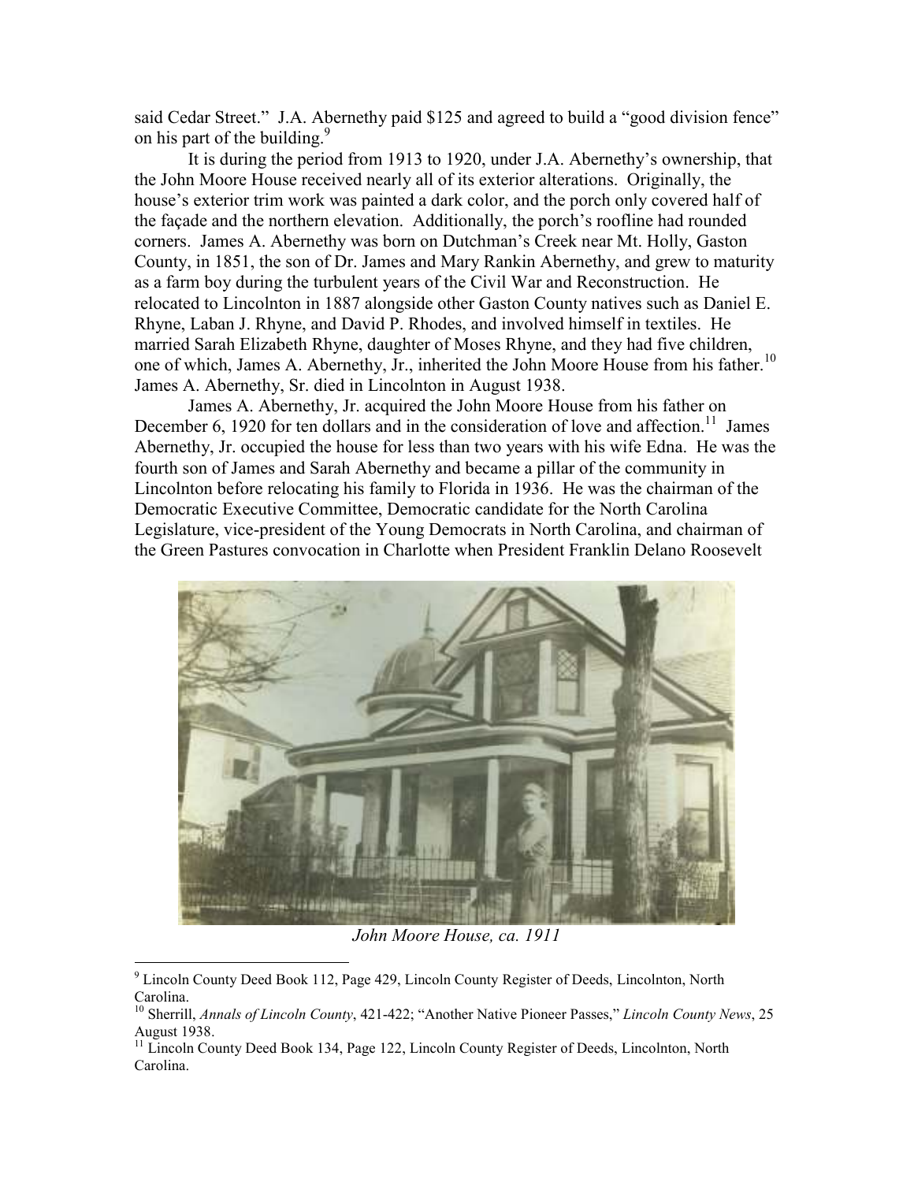said Cedar Street." J.A. Abernethy paid $125 and agreed to build a "good division fence" on his part of the building.[9]

It is during the period from 1913 to 1920, under J.A. Abernethy's ownership, that the John Moore House received nearly all of its exterior alterations. Originally, the house's exterior trim work was painted a dark color, and the porch only covered half of the façade and the northern elevation. Additionally, the porch's roofline had rounded corners. James A. Abernethy was born on Dutchman's Creek near Mt. Holly, Gaston County, in 1851, the son of Dr. James and Mary Rankin Abernethy, and grew to maturity as a farm boy during the turbulent years of the Civil War and Reconstruction. He relocated to Lincolnton in 1887 alongside other Gaston County natives such as Daniel E. Rhyne, Laban J. Rhyne, and David P. Rhodes, and involved himself in textiles. He married Sarah Elizabeth Rhyne, daughter of Moses Rhyne, and they had five children, one of which, James A. Abernethy, Jr., inherited the John Moore House from his father.[10] James A. Abernethy, Sr. died in Lincolnton in August 1938.

James A. Abernethy, Jr. acquired the John Moore House from his father on December 6, 1920 for ten dollars and in the consideration of love and affection.[11] James Abernethy, Jr. occupied the house for less than two years with his wife Edna. He was the fourth son of James and Sarah Abernethy and became a pillar of the community in Lincolnton before relocating his family to Florida in 1936. He was the chairman of the Democratic Executive Committee, Democratic candidate for the North Carolina Legislature, vice-president of the Young Democrats in North Carolina, and chairman of the Green Pastures convocation in Charlotte when President Franklin Delano Roosevelt

*John Moore House, ca. 1911*

---

[9] Lincoln County Deed Book 112, Page 429, Lincoln County Register of Deeds, Lincolnton, North Carolina.

[10] Sherrill, *Annals of Lincoln County*, 421-422; "Another Native Pioneer Passes," *Lincoln County News*, 25 August 1938.

[11] Lincoln County Deed Book 134, Page 122, Lincoln County Register of Deeds, Lincolnton, North Carolina.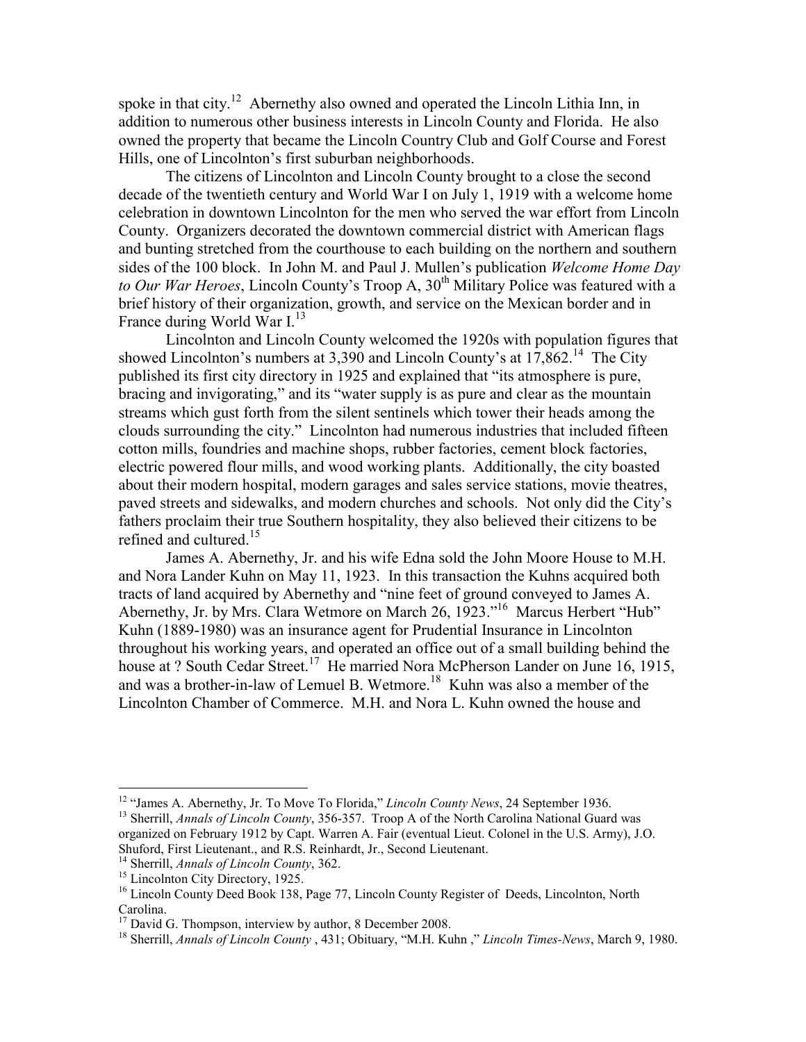spoke in that city.[12] Abernethy also owned and operated the Lincoln Lithia Inn, in addition to numerous other business interests in Lincoln County and Florida. He also owned the property that became the Lincoln Country Club and Golf Course and Forest Hills, one of Lincolnton's first suburban neighborhoods.

The citizens of Lincolnton and Lincoln County brought to a close the second decade of the twentieth century and World War I on July 1, 1919 with a welcome home celebration in downtown Lincolnton for the men who served the war effort from Lincoln County. Organizers decorated the downtown commercial district with American flags and bunting stretched from the courthouse to each building on the northern and southern sides of the 100 block. In John M. and Paul J. Mullen's publication *Welcome Home Day to Our War Heroes*, Lincoln County's Troop A, 30th Military Police was featured with a brief history of their organization, growth, and service on the Mexican border and in France during World War I.[13]

Lincolnton and Lincoln County welcomed the 1920s with population figures that showed Lincolnton's numbers at 3,390 and Lincoln County's at 17,862.[14] The City published its first city directory in 1925 and explained that "its atmosphere is pure, bracing and invigorating," and its "water supply is as pure and clear as the mountain streams which gust forth from the silent sentinels which tower their heads among the clouds surrounding the city." Lincolnton had numerous industries that included fifteen cotton mills, foundries and machine shops, rubber factories, cement block factories, electric powered flour mills, and wood working plants. Additionally, the city boasted about their modern hospital, modern garages and sales service stations, movie theatres, paved streets and sidewalks, and modern churches and schools. Not only did the City's fathers proclaim their true Southern hospitality, they also believed their citizens to be refined and cultured.[15]

James A. Abernethy, Jr. and his wife Edna sold the John Moore House to M.H. and Nora Lander Kuhn on May 11, 1923. In this transaction the Kuhns acquired both tracts of land acquired by Abernethy and "nine feet of ground conveyed to James A. Abernethy, Jr. by Mrs. Clara Wetmore on March 26, 1923."[16] Marcus Herbert "Hub" Kuhn (1889-1980) was an insurance agent for Prudential Insurance in Lincolnton throughout his working years, and operated an office out of a small building behind the house at ? South Cedar Street.[17] He married Nora McPherson Lander on June 16, 1915, and was a brother-in-law of Lemuel B. Wetmore.[18] Kuhn was also a member of the Lincolnton Chamber of Commerce. M.H. and Nora L. Kuhn owned the house and

---

[12] "James A. Abernethy, Jr. To Move To Florida," *Lincoln County News*, 24 September 1936.

[13] Sherrill, *Annals of Lincoln County*, 356-357. Troop A of the North Carolina National Guard was organized on February 1912 by Capt. Warren A. Fair (eventual Lieut. Colonel in the U.S. Army), J.O. Shuford, First Lieutenant., and R.S. Reinhardt, Jr., Second Lieutenant.

[14] Sherrill, *Annals of Lincoln County*, 362.

[15] Lincolnton City Directory, 1925.

[16] Lincoln County Deed Book 138, Page 77, Lincoln County Register of Deeds, Lincolnton, North Carolina.

[17] David G. Thompson, interview by author, 8 December 2008.

[18] Sherrill, *Annals of Lincoln County* , 431; Obituary, "M.H. Kuhn ," *Lincoln Times-News*, March 9, 1980.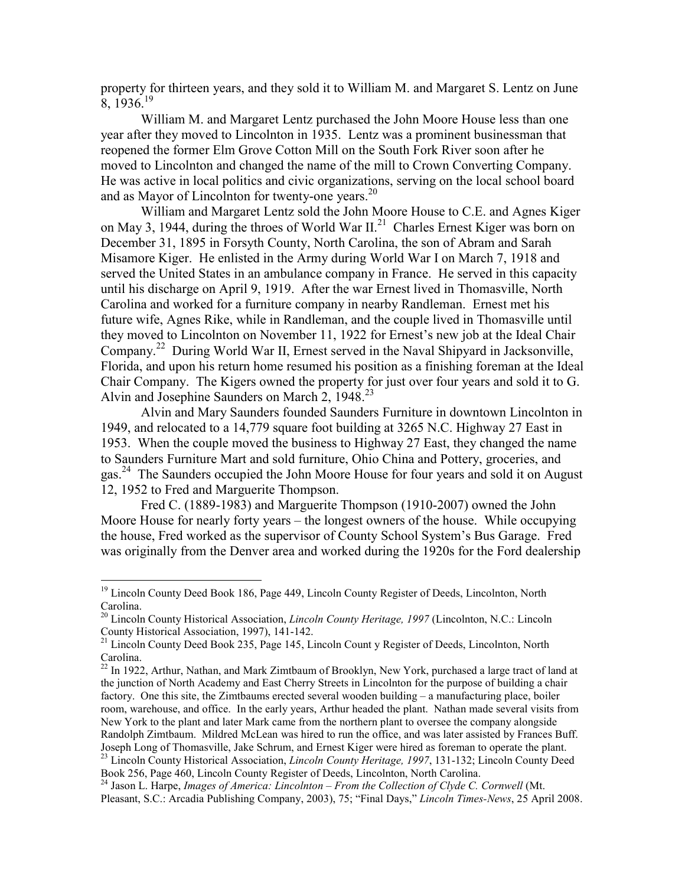property for thirteen years, and they sold it to William M. and Margaret S. Lentz on June 8, 1936.[19]

William M. and Margaret Lentz purchased the John Moore House less than one year after they moved to Lincolnton in 1935. Lentz was a prominent businessman that reopened the former Elm Grove Cotton Mill on the South Fork River soon after he moved to Lincolnton and changed the name of the mill to Crown Converting Company. He was active in local politics and civic organizations, serving on the local school board and as Mayor of Lincolnton for twenty-one years.[20]

William and Margaret Lentz sold the John Moore House to C.E. and Agnes Kiger on May 3, 1944, during the throes of World War II.[21] Charles Ernest Kiger was born on December 31, 1895 in Forsyth County, North Carolina, the son of Abram and Sarah Misamore Kiger. He enlisted in the Army during World War I on March 7, 1918 and served the United States in an ambulance company in France. He served in this capacity until his discharge on April 9, 1919. After the war Ernest lived in Thomasville, North Carolina and worked for a furniture company in nearby Randleman. Ernest met his future wife, Agnes Rike, while in Randleman, and the couple lived in Thomasville until they moved to Lincolnton on November 11, 1922 for Ernest's new job at the Ideal Chair Company.[22] During World War II, Ernest served in the Naval Shipyard in Jacksonville, Florida, and upon his return home resumed his position as a finishing foreman at the Ideal Chair Company. The Kigers owned the property for just over four years and sold it to G. Alvin and Josephine Saunders on March 2, 1948.[23]

Alvin and Mary Saunders founded Saunders Furniture in downtown Lincolnton in 1949, and relocated to a 14,779 square foot building at 3265 N.C. Highway 27 East in 1953. When the couple moved the business to Highway 27 East, they changed the name to Saunders Furniture Mart and sold furniture, Ohio China and Pottery, groceries, and gas.[24] The Saunders occupied the John Moore House for four years and sold it on August 12, 1952 to Fred and Marguerite Thompson.

Fred C. (1889-1983) and Marguerite Thompson (1910-2007) owned the John Moore House for nearly forty years – the longest owners of the house. While occupying the house, Fred worked as the supervisor of County School System's Bus Garage. Fred was originally from the Denver area and worked during the 1920s for the Ford dealership

---

[19] Lincoln County Deed Book 186, Page 449, Lincoln County Register of Deeds, Lincolnton, North Carolina.

[20] Lincoln County Historical Association, *Lincoln County Heritage, 1997* (Lincolnton, N.C.: Lincoln County Historical Association, 1997), 141-142.

[21] Lincoln County Deed Book 235, Page 145, Lincoln Count y Register of Deeds, Lincolnton, North Carolina.

[22] In 1922, Arthur, Nathan, and Mark Zimtbaum of Brooklyn, New York, purchased a large tract of land at the junction of North Academy and East Cherry Streets in Lincolnton for the purpose of building a chair factory. One this site, the Zimtbaums erected several wooden building – a manufacturing place, boiler room, warehouse, and office. In the early years, Arthur headed the plant. Nathan made several visits from New York to the plant and later Mark came from the northern plant to oversee the company alongside Randolph Zimtbaum. Mildred McLean was hired to run the office, and was later assisted by Frances Buff. Joseph Long of Thomasville, Jake Schrum, and Ernest Kiger were hired as foreman to operate the plant.

[23] Lincoln County Historical Association, *Lincoln County Heritage, 1997*, 131-132; Lincoln County Deed Book 256, Page 460, Lincoln County Register of Deeds, Lincolnton, North Carolina.

[24] Jason L. Harpe, *Images of America: Lincolnton – From the Collection of Clyde C. Cornwell* (Mt. Pleasant, S.C.: Arcadia Publishing Company, 2003), 75; "Final Days," *Lincoln Times-News*, 25 April 2008.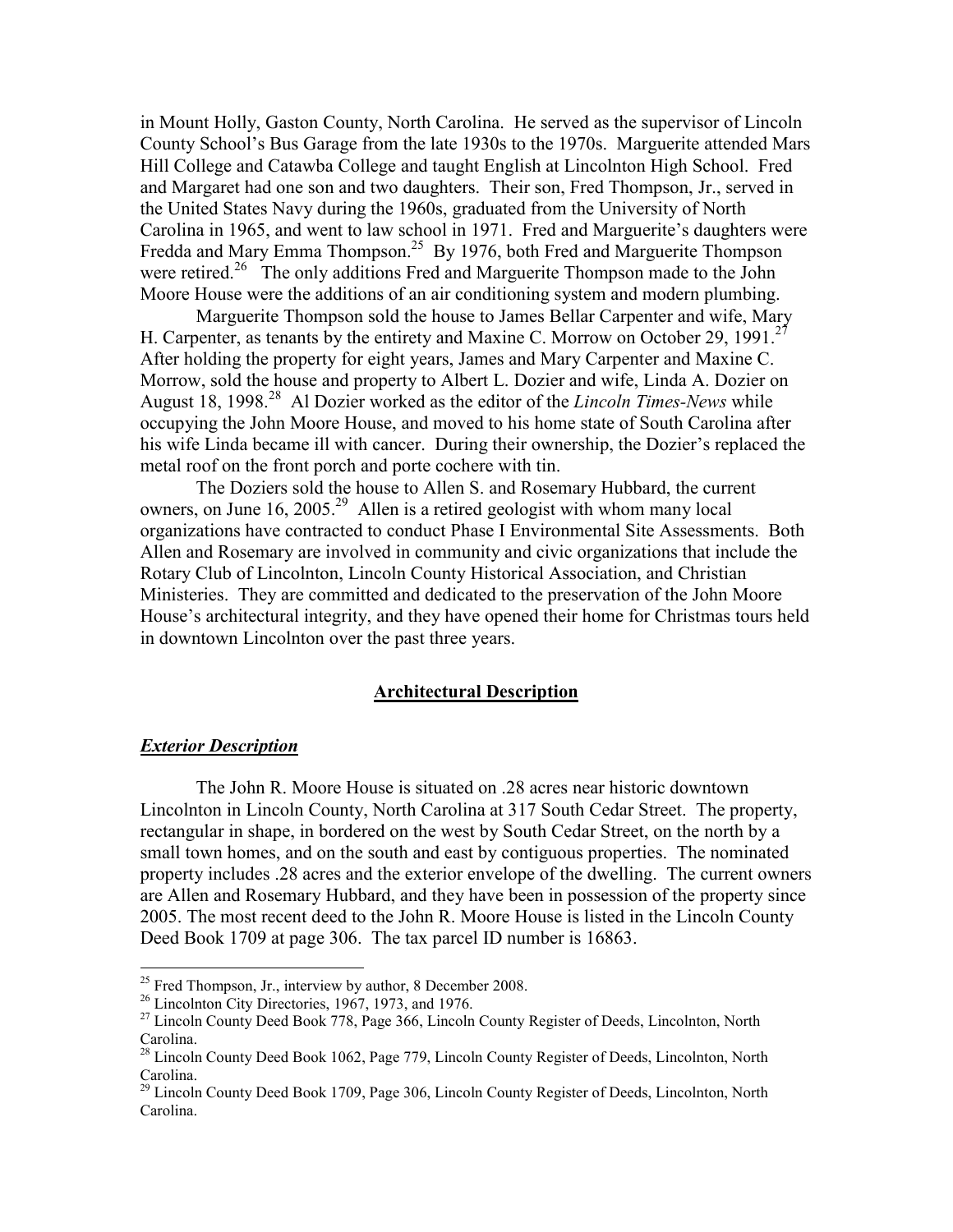in Mount Holly, Gaston County, North Carolina. He served as the supervisor of Lincoln County School's Bus Garage from the late 1930s to the 1970s. Marguerite attended Mars Hill College and Catawba College and taught English at Lincolnton High School. Fred and Margaret had one son and two daughters. Their son, Fred Thompson, Jr., served in the United States Navy during the 1960s, graduated from the University of North Carolina in 1965, and went to law school in 1971. Fred and Marguerite's daughters were Fredda and Mary Emma Thompson.[25] By 1976, both Fred and Marguerite Thompson were retired.[26] The only additions Fred and Marguerite Thompson made to the John Moore House were the additions of an air conditioning system and modern plumbing.

Marguerite Thompson sold the house to James Bellar Carpenter and wife, Mary H. Carpenter, as tenants by the entirety and Maxine C. Morrow on October 29, 1991.[27] After holding the property for eight years, James and Mary Carpenter and Maxine C. Morrow, sold the house and property to Albert L. Dozier and wife, Linda A. Dozier on August 18, 1998.[28] Al Dozier worked as the editor of the *Lincoln Times-News* while occupying the John Moore House, and moved to his home state of South Carolina after his wife Linda became ill with cancer. During their ownership, the Dozier's replaced the metal roof on the front porch and porte cochere with tin.

The Doziers sold the house to Allen S. and Rosemary Hubbard, the current owners, on June 16, 2005.[29] Allen is a retired geologist with whom many local organizations have contracted to conduct Phase I Environmental Site Assessments. Both Allen and Rosemary are involved in community and civic organizations that include the Rotary Club of Lincolnton, Lincoln County Historical Association, and Christian Ministeries. They are committed and dedicated to the preservation of the John Moore House's architectural integrity, and they have opened their home for Christmas tours held in downtown Lincolnton over the past three years.

## **Architectural Description**

### ***Exterior Description***

The John R. Moore House is situated on .28 acres near historic downtown Lincolnton in Lincoln County, North Carolina at 317 South Cedar Street. The property, rectangular in shape, in bordered on the west by South Cedar Street, on the north by a small town homes, and on the south and east by contiguous properties. The nominated property includes .28 acres and the exterior envelope of the dwelling. The current owners are Allen and Rosemary Hubbard, and they have been in possession of the property since 2005. The most recent deed to the John R. Moore House is listed in the Lincoln County Deed Book 1709 at page 306. The tax parcel ID number is 16863.

---

[25] Fred Thompson, Jr., interview by author, 8 December 2008.

[26] Lincolnton City Directories, 1967, 1973, and 1976.

[27] Lincoln County Deed Book 778, Page 366, Lincoln County Register of Deeds, Lincolnton, North Carolina.

[28] Lincoln County Deed Book 1062, Page 779, Lincoln County Register of Deeds, Lincolnton, North Carolina.

[29] Lincoln County Deed Book 1709, Page 306, Lincoln County Register of Deeds, Lincolnton, North Carolina.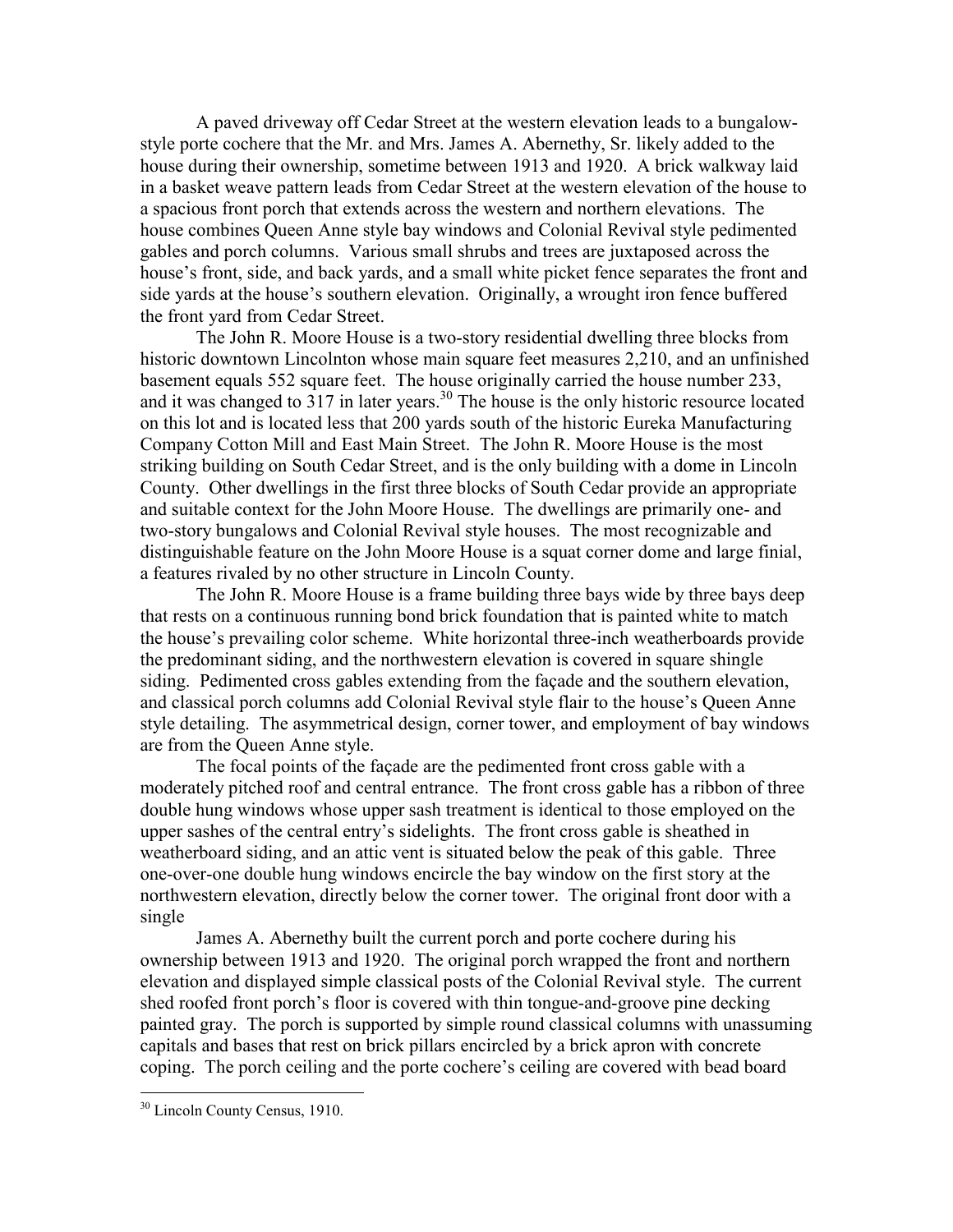A paved driveway off Cedar Street at the western elevation leads to a bungalow-style porte cochere that the Mr. and Mrs. James A. Abernethy, Sr. likely added to the house during their ownership, sometime between 1913 and 1920. A brick walkway laid in a basket weave pattern leads from Cedar Street at the western elevation of the house to a spacious front porch that extends across the western and northern elevations. The house combines Queen Anne style bay windows and Colonial Revival style pedimented gables and porch columns. Various small shrubs and trees are juxtaposed across the house's front, side, and back yards, and a small white picket fence separates the front and side yards at the house's southern elevation. Originally, a wrought iron fence buffered the front yard from Cedar Street.

The John R. Moore House is a two-story residential dwelling three blocks from historic downtown Lincolnton whose main square feet measures 2,210, and an unfinished basement equals 552 square feet. The house originally carried the house number 233, and it was changed to 317 in later years.[30] The house is the only historic resource located on this lot and is located less that 200 yards south of the historic Eureka Manufacturing Company Cotton Mill and East Main Street. The John R. Moore House is the most striking building on South Cedar Street, and is the only building with a dome in Lincoln County. Other dwellings in the first three blocks of South Cedar provide an appropriate and suitable context for the John Moore House. The dwellings are primarily one- and two-story bungalows and Colonial Revival style houses. The most recognizable and distinguishable feature on the John Moore House is a squat corner dome and large finial, a features rivaled by no other structure in Lincoln County.

The John R. Moore House is a frame building three bays wide by three bays deep that rests on a continuous running bond brick foundation that is painted white to match the house's prevailing color scheme. White horizontal three-inch weatherboards provide the predominant siding, and the northwestern elevation is covered in square shingle siding. Pedimented cross gables extending from the façade and the southern elevation, and classical porch columns add Colonial Revival style flair to the house's Queen Anne style detailing. The asymmetrical design, corner tower, and employment of bay windows are from the Queen Anne style.

The focal points of the façade are the pedimented front cross gable with a moderately pitched roof and central entrance. The front cross gable has a ribbon of three double hung windows whose upper sash treatment is identical to those employed on the upper sashes of the central entry's sidelights. The front cross gable is sheathed in weatherboard siding, and an attic vent is situated below the peak of this gable. Three one-over-one double hung windows encircle the bay window on the first story at the northwestern elevation, directly below the corner tower. The original front door with a single

James A. Abernethy built the current porch and porte cochere during his ownership between 1913 and 1920. The original porch wrapped the front and northern elevation and displayed simple classical posts of the Colonial Revival style. The current shed roofed front porch's floor is covered with thin tongue-and-groove pine decking painted gray. The porch is supported by simple round classical columns with unassuming capitals and bases that rest on brick pillars encircled by a brick apron with concrete coping. The porch ceiling and the porte cochere's ceiling are covered with bead board

---

[30] Lincoln County Census, 1910.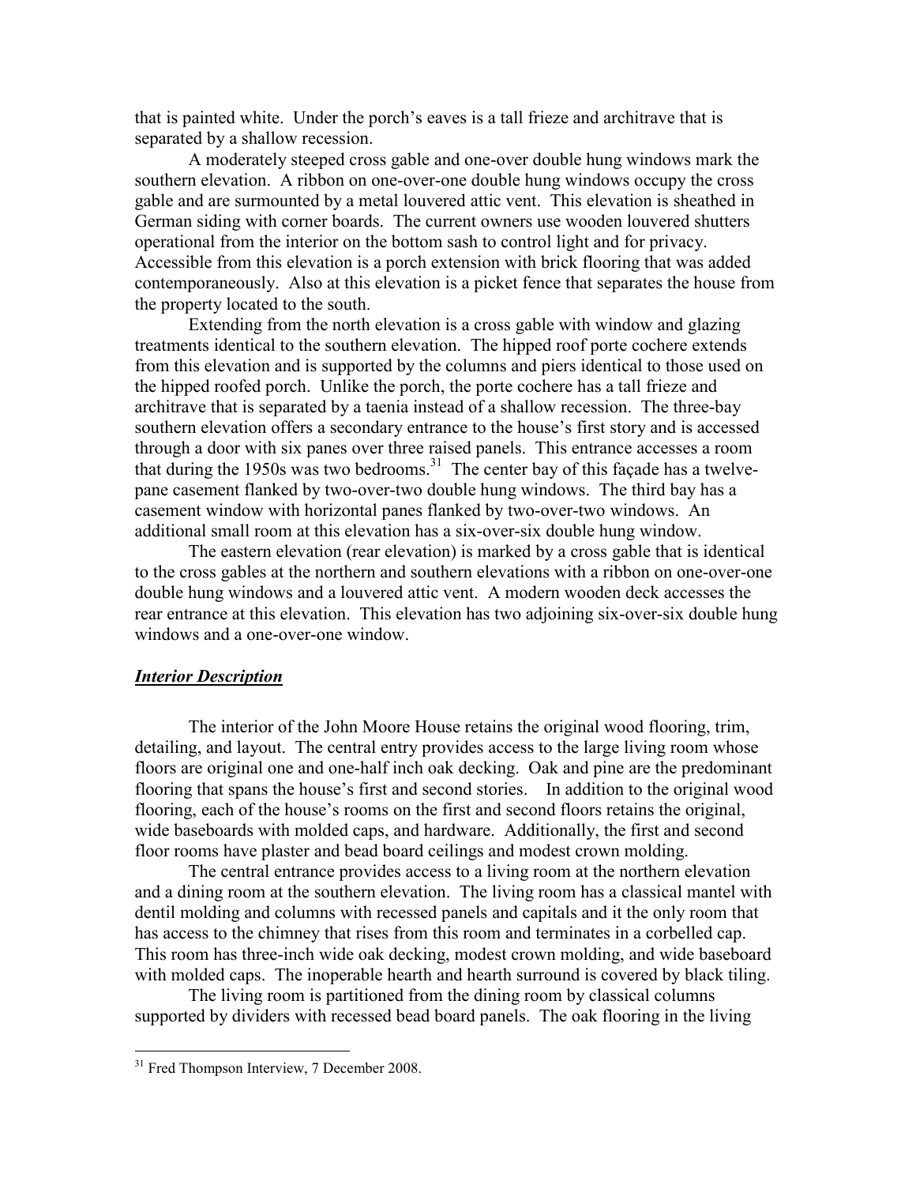that is painted white. Under the porch's eaves is a tall frieze and architrave that is separated by a shallow recession.

A moderately steeped cross gable and one-over double hung windows mark the southern elevation. A ribbon on one-over-one double hung windows occupy the cross gable and are surmounted by a metal louvered attic vent. This elevation is sheathed in German siding with corner boards. The current owners use wooden louvered shutters operational from the interior on the bottom sash to control light and for privacy. Accessible from this elevation is a porch extension with brick flooring that was added contemporaneously. Also at this elevation is a picket fence that separates the house from the property located to the south.

Extending from the north elevation is a cross gable with window and glazing treatments identical to the southern elevation. The hipped roof porte cochere extends from this elevation and is supported by the columns and piers identical to those used on the hipped roofed porch. Unlike the porch, the porte cochere has a tall frieze and architrave that is separated by a taenia instead of a shallow recession. The three-bay southern elevation offers a secondary entrance to the house's first story and is accessed through a door with six panes over three raised panels. This entrance accesses a room that during the 1950s was two bedrooms.[31] The center bay of this façade has a twelve-pane casement flanked by two-over-two double hung windows. The third bay has a casement window with horizontal panes flanked by two-over-two windows. An additional small room at this elevation has a six-over-six double hung window.

The eastern elevation (rear elevation) is marked by a cross gable that is identical to the cross gables at the northern and southern elevations with a ribbon on one-over-one double hung windows and a louvered attic vent. A modern wooden deck accesses the rear entrance at this elevation. This elevation has two adjoining six-over-six double hung windows and a one-over-one window.

## ***Interior Description***

The interior of the John Moore House retains the original wood flooring, trim, detailing, and layout. The central entry provides access to the large living room whose floors are original one and one-half inch oak decking. Oak and pine are the predominant flooring that spans the house's first and second stories. In addition to the original wood flooring, each of the house's rooms on the first and second floors retains the original, wide baseboards with molded caps, and hardware. Additionally, the first and second floor rooms have plaster and bead board ceilings and modest crown molding.

The central entrance provides access to a living room at the northern elevation and a dining room at the southern elevation. The living room has a classical mantel with dentil molding and columns with recessed panels and capitals and it the only room that has access to the chimney that rises from this room and terminates in a corbelled cap. This room has three-inch wide oak decking, modest crown molding, and wide baseboard with molded caps. The inoperable hearth and hearth surround is covered by black tiling.

The living room is partitioned from the dining room by classical columns supported by dividers with recessed bead board panels. The oak flooring in the living

---

[31] Fred Thompson Interview, 7 December 2008.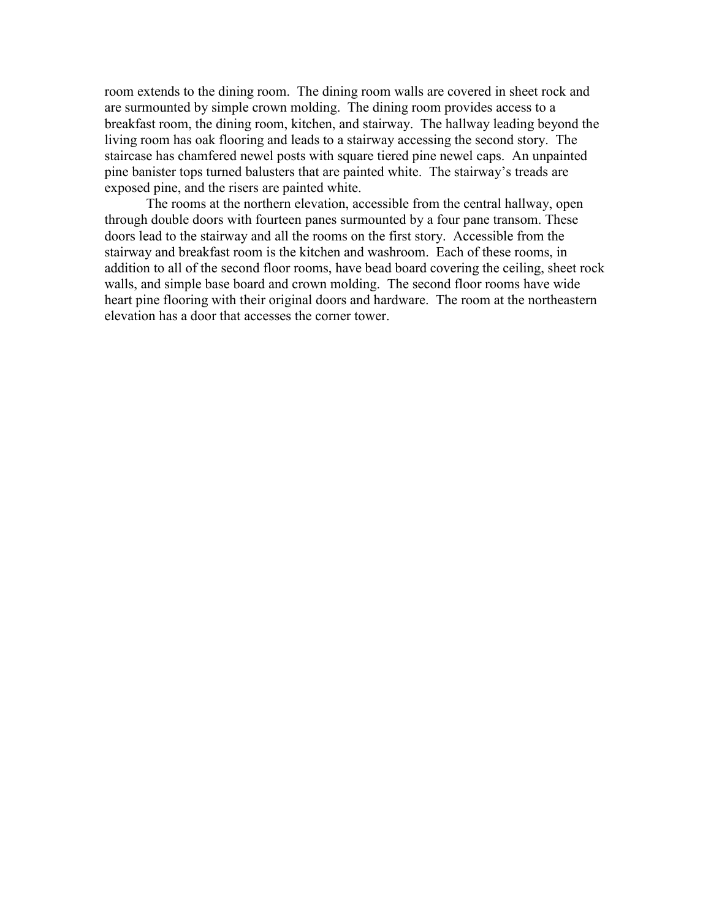room extends to the dining room. The dining room walls are covered in sheet rock and are surmounted by simple crown molding. The dining room provides access to a breakfast room, the dining room, kitchen, and stairway. The hallway leading beyond the living room has oak flooring and leads to a stairway accessing the second story. The staircase has chamfered newel posts with square tiered pine newel caps. An unpainted pine banister tops turned balusters that are painted white. The stairway's treads are exposed pine, and the risers are painted white.

The rooms at the northern elevation, accessible from the central hallway, open through double doors with fourteen panes surmounted by a four pane transom. These doors lead to the stairway and all the rooms on the first story. Accessible from the stairway and breakfast room is the kitchen and washroom. Each of these rooms, in addition to all of the second floor rooms, have bead board covering the ceiling, sheet rock walls, and simple base board and crown molding. The second floor rooms have wide heart pine flooring with their original doors and hardware. The room at the northeastern elevation has a door that accesses the corner tower.